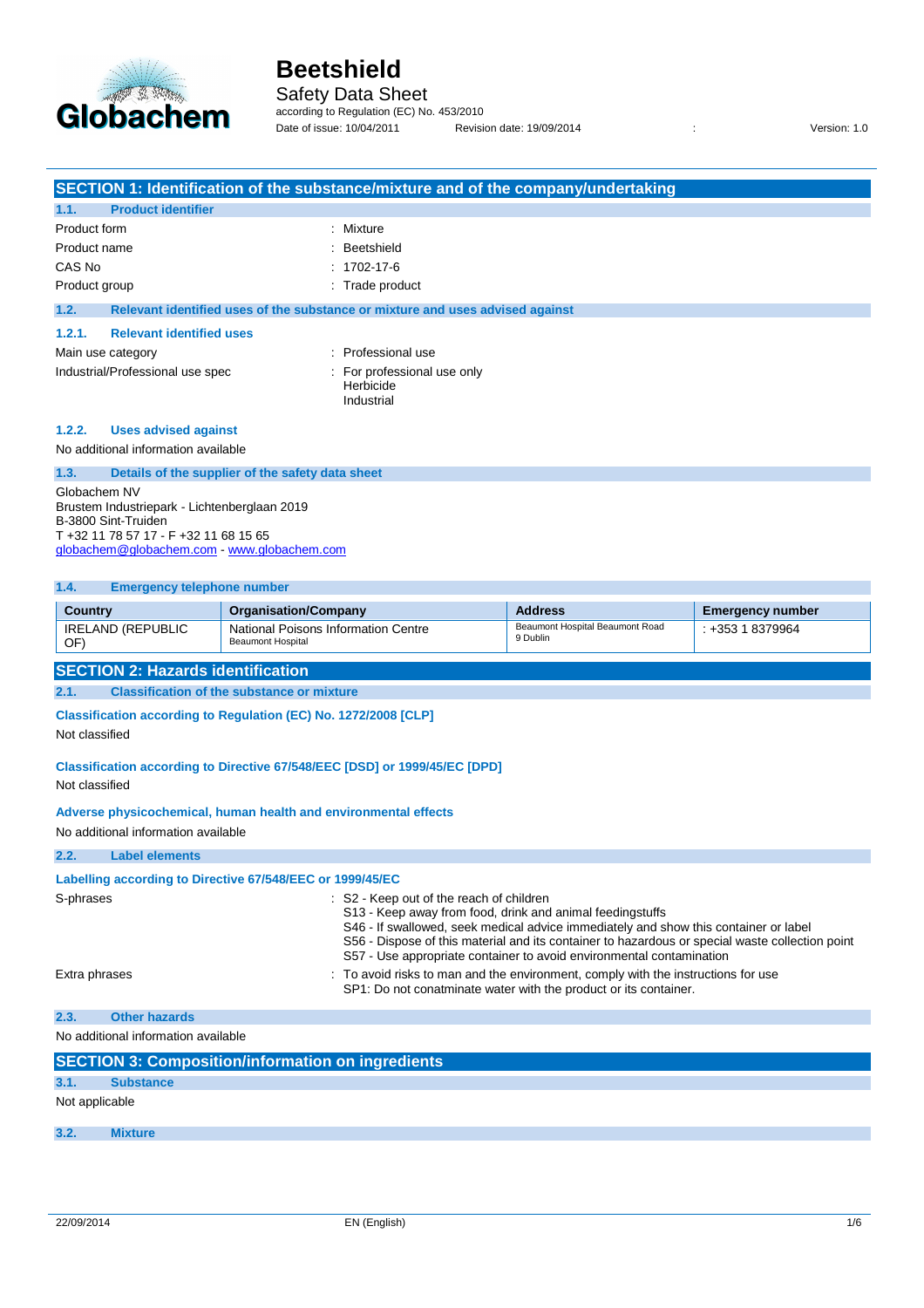# Beetshield

Safety Data Sheet

according to Regulation (EC) No. 453/2010

Date of issue: 10/04/2011 Revision date: 19/09/2014 : Version: 1.0

## SECTION 1: Identification of the substance/mixture and of the company/undertaking

### 1.1. Product identifier

Product form : Mixture

Product name : Beetshield

CAS No : 1702-17-6

Product group : Trade product

### 1.2. Relevant identified uses of the substance or mixture and uses advised against

#### 1.2.1. Relevant identified uses

Main use category : Professional use

Industrial/Professional use spec : For professional use only
Herbicide
Industrial

#### 1.2.2. Uses advised against

No additional information available

### 1.3. Details of the supplier of the safety data sheet

Globachem NV
Brustem Industriepark - Lichtenberglaan 2019
B-3800 Sint-Truiden
T +32 11 78 57 17 - F +32 11 68 15 65
globachem@globachem.com - www.globachem.com

### 1.4. Emergency telephone number

| Country | Organisation/Company | Address | Emergency number |
|---|---|---|---|
| IRELAND (REPUBLIC OF) | National Poisons Information Centre Beaumont Hospital | Beaumont Hospital Beaumont Road 9 Dublin | : +353 1 8379964 |

## SECTION 2: Hazards identification

### 2.1. Classification of the substance or mixture

**Classification according to Regulation (EC) No. 1272/2008 [CLP]**

Not classified

**Classification according to Directive 67/548/EEC [DSD] or 1999/45/EC [DPD]**

Not classified

**Adverse physicochemical, human health and environmental effects**

No additional information available

### 2.2. Label elements

**Labelling according to Directive 67/548/EEC or 1999/45/EC**

S-phrases : S2 - Keep out of the reach of children
S13 - Keep away from food, drink and animal feedingstuffs
S46 - If swallowed, seek medical advice immediately and show this container or label
S56 - Dispose of this material and its container to hazardous or special waste collection point
S57 - Use appropriate container to avoid environmental contamination

Extra phrases : To avoid risks to man and the environment, comply with the instructions for use
SP1: Do not conatminate water with the product or its container.

### 2.3. Other hazards

No additional information available

## SECTION 3: Composition/information on ingredients

### 3.1. Substance

Not applicable

### 3.2. Mixture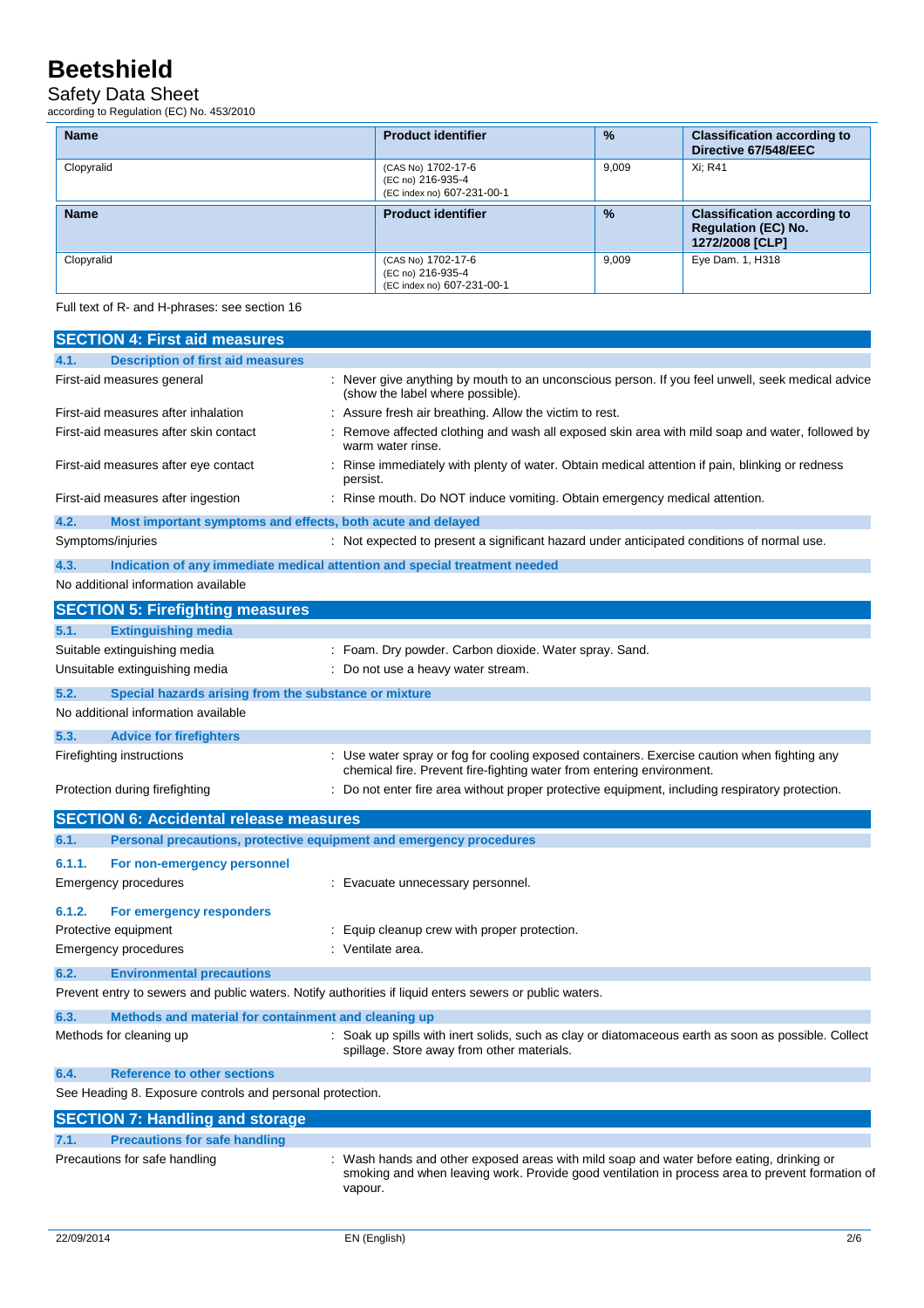# Beetshield

## Safety Data Sheet

according to Regulation (EC) No. 453/2010

| Name | Product identifier | % | Classification according to Directive 67/548/EEC |
|---|---|---|---|
| Clopyralid | (CAS No) 1702-17-6<br>(EC no) 216-935-4<br>(EC index no) 607-231-00-1 | 9,009 | Xi; R41 |

| Name | Product identifier | % | Classification according to Regulation (EC) No. 1272/2008 [CLP] |
|---|---|---|---|
| Clopyralid | (CAS No) 1702-17-6<br>(EC no) 216-935-4<br>(EC index no) 607-231-00-1 | 9,009 | Eye Dam. 1, H318 |

Full text of R- and H-phrases: see section 16

## SECTION 4: First aid measures

### 4.1. Description of first aid measures

First-aid measures general : Never give anything by mouth to an unconscious person. If you feel unwell, seek medical advice (show the label where possible).

First-aid measures after inhalation : Assure fresh air breathing. Allow the victim to rest.

First-aid measures after skin contact : Remove affected clothing and wash all exposed skin area with mild soap and water, followed by warm water rinse.

First-aid measures after eye contact : Rinse immediately with plenty of water. Obtain medical attention if pain, blinking or redness persist.

First-aid measures after ingestion : Rinse mouth. Do NOT induce vomiting. Obtain emergency medical attention.

### 4.2. Most important symptoms and effects, both acute and delayed

Symptoms/injuries : Not expected to present a significant hazard under anticipated conditions of normal use.

### 4.3. Indication of any immediate medical attention and special treatment needed

No additional information available

## SECTION 5: Firefighting measures

### 5.1. Extinguishing media

Suitable extinguishing media : Foam. Dry powder. Carbon dioxide. Water spray. Sand.

Unsuitable extinguishing media : Do not use a heavy water stream.

### 5.2. Special hazards arising from the substance or mixture

No additional information available

### 5.3. Advice for firefighters

Firefighting instructions : Use water spray or fog for cooling exposed containers. Exercise caution when fighting any chemical fire. Prevent fire-fighting water from entering environment.

Protection during firefighting : Do not enter fire area without proper protective equipment, including respiratory protection.

## SECTION 6: Accidental release measures

### 6.1. Personal precautions, protective equipment and emergency procedures

#### 6.1.1. For non-emergency personnel

Emergency procedures : Evacuate unnecessary personnel.

#### 6.1.2. For emergency responders

Protective equipment : Equip cleanup crew with proper protection.

Emergency procedures : Ventilate area.

### 6.2. Environmental precautions

Prevent entry to sewers and public waters. Notify authorities if liquid enters sewers or public waters.

### 6.3. Methods and material for containment and cleaning up

Methods for cleaning up : Soak up spills with inert solids, such as clay or diatomaceous earth as soon as possible. Collect spillage. Store away from other materials.

### 6.4. Reference to other sections

See Heading 8. Exposure controls and personal protection.

## SECTION 7: Handling and storage

### 7.1. Precautions for safe handling

Precautions for safe handling : Wash hands and other exposed areas with mild soap and water before eating, drinking or smoking and when leaving work. Provide good ventilation in process area to prevent formation of vapour.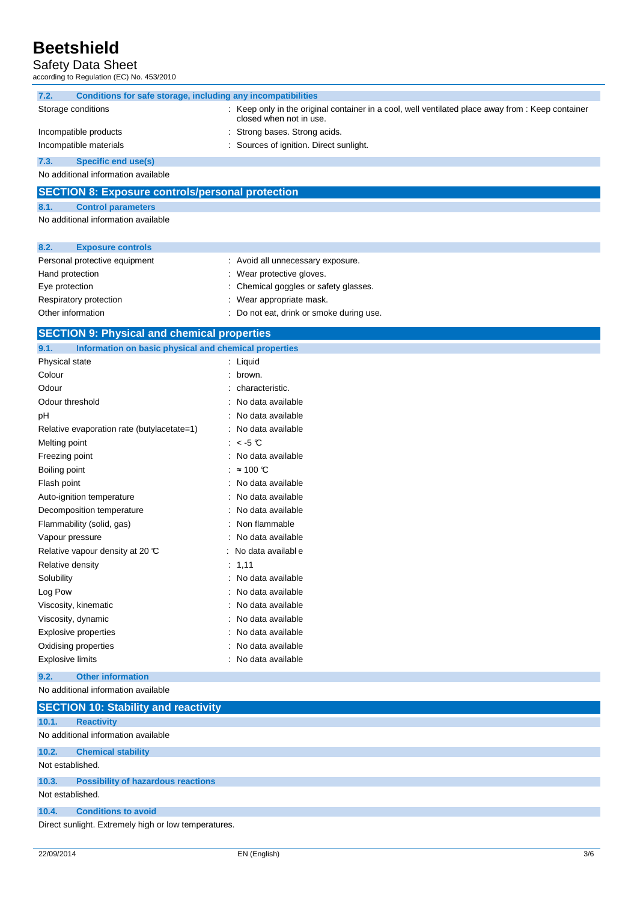#### 7.2. Conditions for safe storage, including any incompatibilities

| | |
|---|---|
| Storage conditions | : Keep only in the original container in a cool, well ventilated place away from : Keep container closed when not in use. |
| Incompatible products | : Strong bases. Strong acids. |
| Incompatible materials | : Sources of ignition. Direct sunlight. |

#### 7.3. Specific end use(s)

No additional information available

## SECTION 8: Exposure controls/personal protection

#### 8.1. Control parameters

No additional information available

#### 8.2. Exposure controls

| | |
|---|---|
| Personal protective equipment | : Avoid all unnecessary exposure. |
| Hand protection | : Wear protective gloves. |
| Eye protection | : Chemical goggles or safety glasses. |
| Respiratory protection | : Wear appropriate mask. |
| Other information | : Do not eat, drink or smoke during use. |

## SECTION 9: Physical and chemical properties

#### 9.1. Information on basic physical and chemical properties

| | |
|---|---|
| Physical state | : Liquid |
| Colour | : brown. |
| Odour | : characteristic. |
| Odour threshold | : No data available |
| pH | : No data available |
| Relative evaporation rate (butylacetate=1) | : No data available |
| Melting point | : < -5 °C |
| Freezing point | : No data available |
| Boiling point | : ≈ 100 °C |
| Flash point | : No data available |
| Auto-ignition temperature | : No data available |
| Decomposition temperature | : No data available |
| Flammability (solid, gas) | : Non flammable |
| Vapour pressure | : No data available |
| Relative vapour density at 20 °C | : No data available |
| Relative density | : 1,11 |
| Solubility | : No data available |
| Log Pow | : No data available |
| Viscosity, kinematic | : No data available |
| Viscosity, dynamic | : No data available |
| Explosive properties | : No data available |
| Oxidising properties | : No data available |
| Explosive limits | : No data available |

#### 9.2. Other information

No additional information available

## SECTION 10: Stability and reactivity

#### 10.1. Reactivity

No additional information available

#### 10.2. Chemical stability

Not established.

#### 10.3. Possibility of hazardous reactions

Not established.

#### 10.4. Conditions to avoid

Direct sunlight. Extremely high or low temperatures.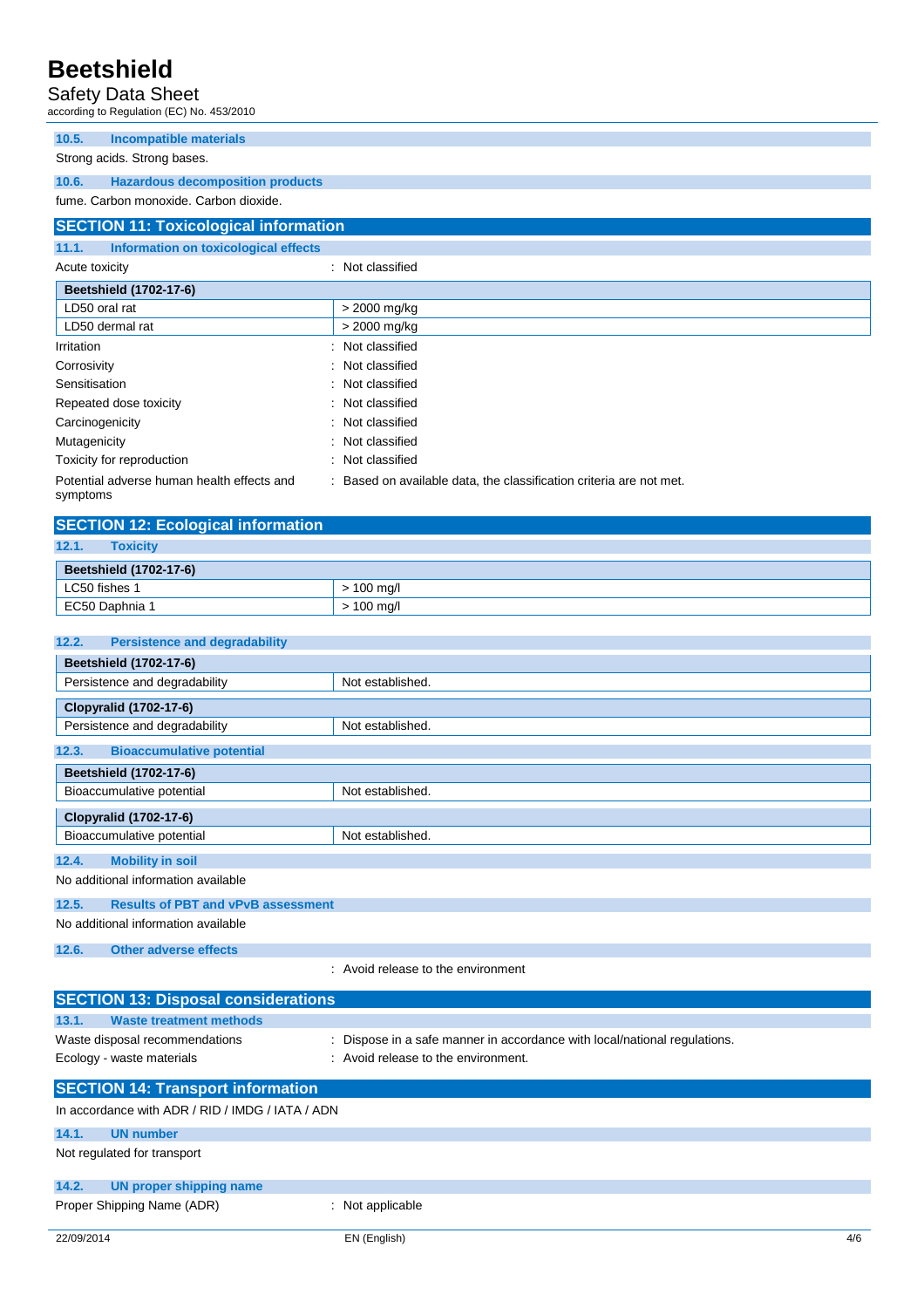#### 10.5. Incompatible materials

Strong acids. Strong bases.

#### 10.6. Hazardous decomposition products

fume. Carbon monoxide. Carbon dioxide.

## SECTION 11: Toxicological information

### 11.1. Information on toxicological effects

Acute toxicity : Not classified

| Beetshield (1702-17-6) | |
|---|---|
| LD50 oral rat | > 2000 mg/kg |
| LD50 dermal rat | > 2000 mg/kg |

Irritation : Not classified

Corrosivity : Not classified

Sensitisation : Not classified

Repeated dose toxicity : Not classified

Carcinogenicity : Not classified

Mutagenicity : Not classified

Toxicity for reproduction : Not classified

Potential adverse human health effects and symptoms : Based on available data, the classification criteria are not met.

## SECTION 12: Ecological information

### 12.1. Toxicity

| Beetshield (1702-17-6) | |
|---|---|
| LC50 fishes 1 | > 100 mg/l |
| EC50 Daphnia 1 | > 100 mg/l |

### 12.2. Persistence and degradability

| Beetshield (1702-17-6) | |
|---|---|
| Persistence and degradability | Not established. |

| Clopyralid (1702-17-6) | |
|---|---|
| Persistence and degradability | Not established. |

### 12.3. Bioaccumulative potential

| Beetshield (1702-17-6) | |
|---|---|
| Bioaccumulative potential | Not established. |

| Clopyralid (1702-17-6) | |
|---|---|
| Bioaccumulative potential | Not established. |

### 12.4. Mobility in soil

No additional information available

### 12.5. Results of PBT and vPvB assessment

No additional information available

### 12.6. Other adverse effects

: Avoid release to the environment

## SECTION 13: Disposal considerations

### 13.1. Waste treatment methods

Waste disposal recommendations : Dispose in a safe manner in accordance with local/national regulations.

Ecology - waste materials : Avoid release to the environment.

## SECTION 14: Transport information

In accordance with ADR / RID / IMDG / IATA / ADN

### 14.1. UN number

Not regulated for transport

### 14.2. UN proper shipping name

Proper Shipping Name (ADR) : Not applicable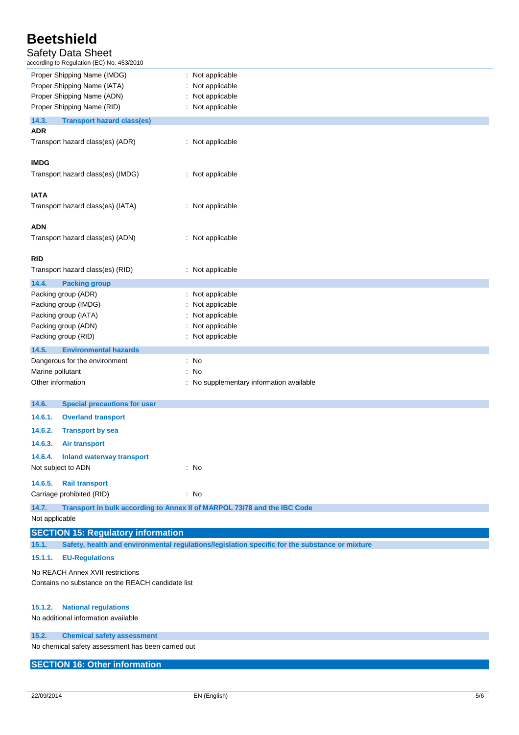| | |
|---|---|
| Proper Shipping Name (IMDG) | : Not applicable |
| Proper Shipping Name (IATA) | : Not applicable |
| Proper Shipping Name (ADN) | : Not applicable |
| Proper Shipping Name (RID) | : Not applicable |

### 14.3. Transport hazard class(es)

**ADR**

Transport hazard class(es) (ADR) : Not applicable

**IMDG**

Transport hazard class(es) (IMDG) : Not applicable

**IATA**

Transport hazard class(es) (IATA) : Not applicable

**ADN**

Transport hazard class(es) (ADN) : Not applicable

**RID**

Transport hazard class(es) (RID) : Not applicable

### 14.4. Packing group

| | |
|---|---|
| Packing group (ADR) | : Not applicable |
| Packing group (IMDG) | : Not applicable |
| Packing group (IATA) | : Not applicable |
| Packing group (ADN) | : Not applicable |
| Packing group (RID) | : Not applicable |

### 14.5. Environmental hazards

| | |
|---|---|
| Dangerous for the environment | : No |
| Marine pollutant | : No |
| Other information | : No supplementary information available |

### 14.6. Special precautions for user

#### 14.6.1. Overland transport

#### 14.6.2. Transport by sea

#### 14.6.3. Air transport

#### 14.6.4. Inland waterway transport

Not subject to ADN : No

#### 14.6.5. Rail transport

Carriage prohibited (RID) : No

### 14.7. Transport in bulk according to Annex II of MARPOL 73/78 and the IBC Code

Not applicable

## SECTION 15: Regulatory information

### 15.1. Safety, health and environmental regulations/legislation specific for the substance or mixture

#### 15.1.1. EU-Regulations

No REACH Annex XVII restrictions
Contains no substance on the REACH candidate list

#### 15.1.2. National regulations

No additional information available

### 15.2. Chemical safety assessment

No chemical safety assessment has been carried out

## SECTION 16: Other information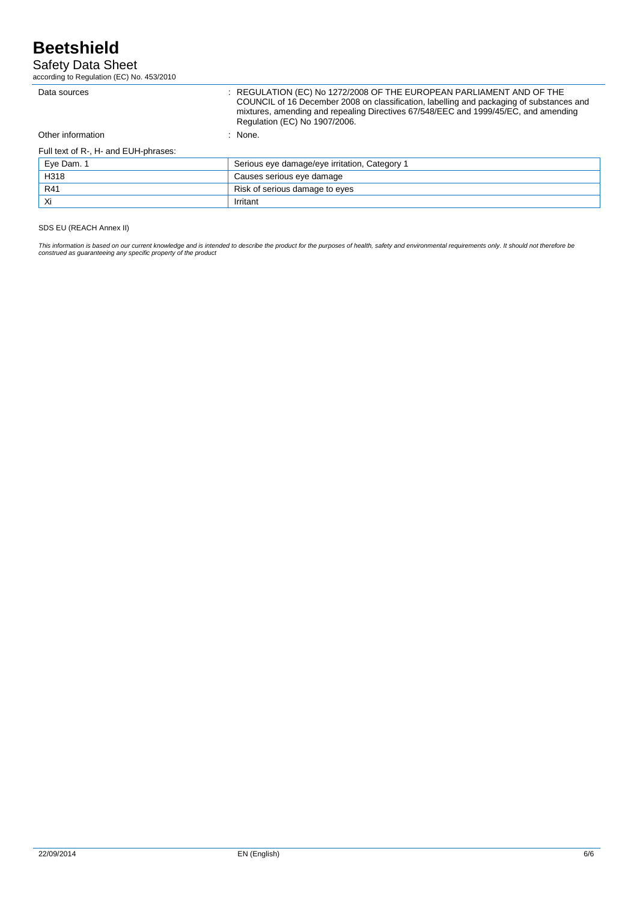Data sources : REGULATION (EC) No 1272/2008 OF THE EUROPEAN PARLIAMENT AND OF THE COUNCIL of 16 December 2008 on classification, labelling and packaging of substances and mixtures, amending and repealing Directives 67/548/EEC and 1999/45/EC, and amending Regulation (EC) No 1907/2006.

Other information : None.

Full text of R-, H- and EUH-phrases:

| | |
|---|---|
| Eye Dam. 1 | Serious eye damage/eye irritation, Category 1 |
| H318 | Causes serious eye damage |
| R41 | Risk of serious damage to eyes |
| Xi | Irritant |

SDS EU (REACH Annex II)

*This information is based on our current knowledge and is intended to describe the product for the purposes of health, safety and environmental requirements only. It should not therefore be construed as guaranteeing any specific property of the product*